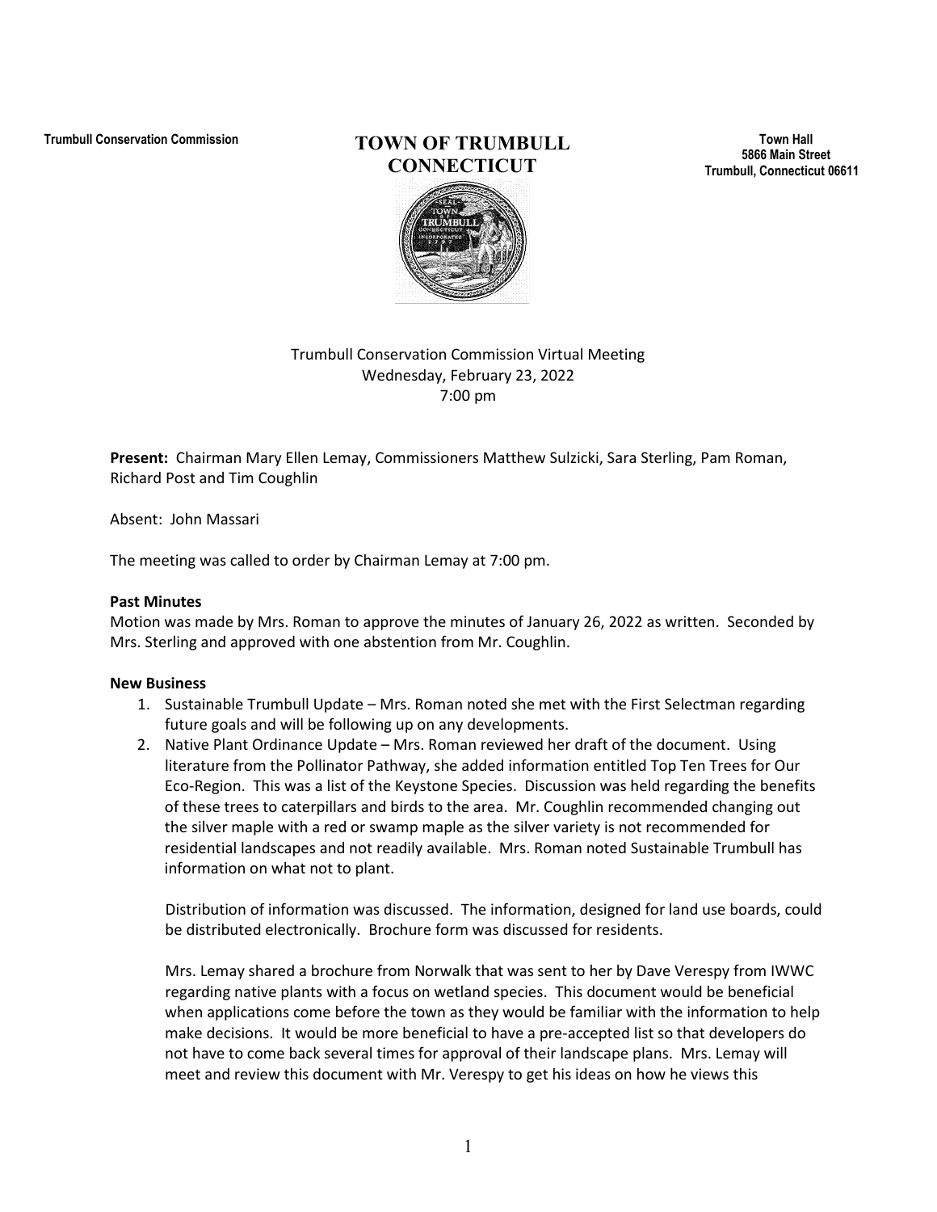Trumbull Conservation Commission

**TOWN OF TRUMBULL CONNECTICUT**

Town Hall
5866 Main Street
Trumbull, Connecticut 06611

Trumbull Conservation Commission Virtual Meeting
Wednesday, February 23, 2022
7:00 pm

**Present:** Chairman Mary Ellen Lemay, Commissioners Matthew Sulzicki, Sara Sterling, Pam Roman, Richard Post and Tim Coughlin

Absent: John Massari

The meeting was called to order by Chairman Lemay at 7:00 pm.

**Past Minutes**

Motion was made by Mrs. Roman to approve the minutes of January 26, 2022 as written. Seconded by Mrs. Sterling and approved with one abstention from Mr. Coughlin.

**New Business**

1. Sustainable Trumbull Update – Mrs. Roman noted she met with the First Selectman regarding future goals and will be following up on any developments.
2. Native Plant Ordinance Update – Mrs. Roman reviewed her draft of the document. Using literature from the Pollinator Pathway, she added information entitled Top Ten Trees for Our Eco-Region. This was a list of the Keystone Species. Discussion was held regarding the benefits of these trees to caterpillars and birds to the area. Mr. Coughlin recommended changing out the silver maple with a red or swamp maple as the silver variety is not recommended for residential landscapes and not readily available. Mrs. Roman noted Sustainable Trumbull has information on what not to plant.

   Distribution of information was discussed. The information, designed for land use boards, could be distributed electronically. Brochure form was discussed for residents.

   Mrs. Lemay shared a brochure from Norwalk that was sent to her by Dave Verespy from IWWC regarding native plants with a focus on wetland species. This document would be beneficial when applications come before the town as they would be familiar with the information to help make decisions. It would be more beneficial to have a pre-accepted list so that developers do not have to come back several times for approval of their landscape plans. Mrs. Lemay will meet and review this document with Mr. Verespy to get his ideas on how he views this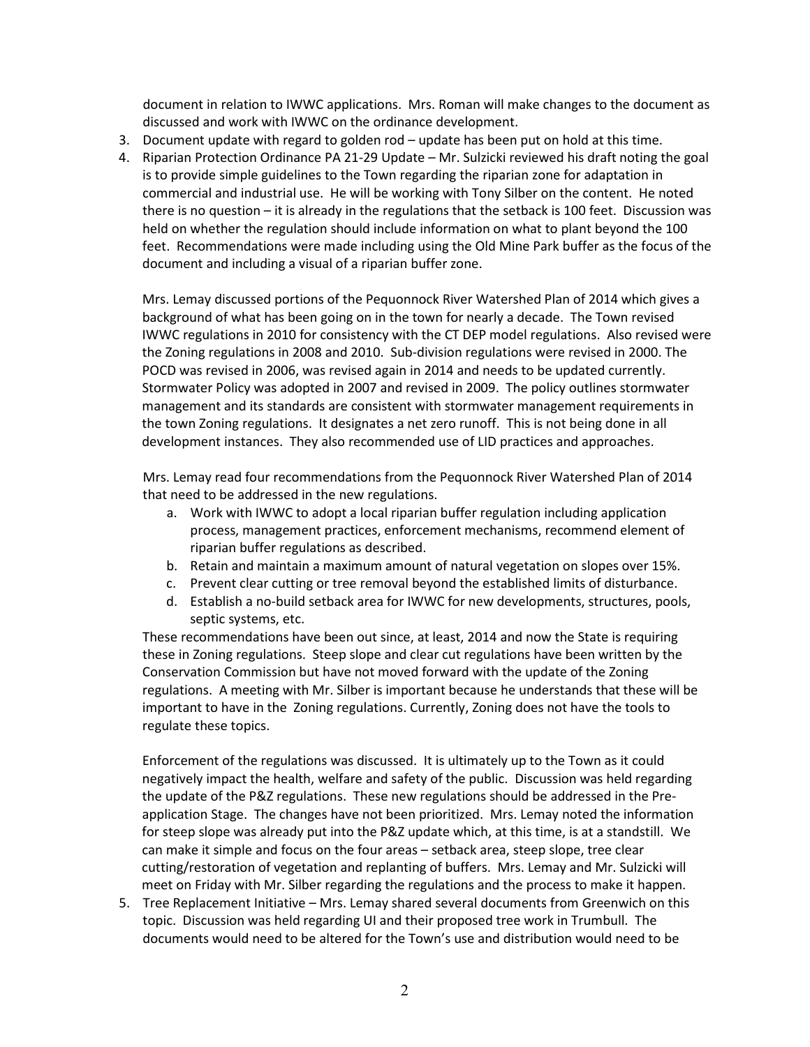document in relation to IWWC applications. Mrs. Roman will make changes to the document as discussed and work with IWWC on the ordinance development.

3. Document update with regard to golden rod – update has been put on hold at this time.
4. Riparian Protection Ordinance PA 21-29 Update – Mr. Sulzicki reviewed his draft noting the goal is to provide simple guidelines to the Town regarding the riparian zone for adaptation in commercial and industrial use. He will be working with Tony Silber on the content. He noted there is no question – it is already in the regulations that the setback is 100 feet. Discussion was held on whether the regulation should include information on what to plant beyond the 100 feet. Recommendations were made including using the Old Mine Park buffer as the focus of the document and including a visual of a riparian buffer zone.

   Mrs. Lemay discussed portions of the Pequonnock River Watershed Plan of 2014 which gives a background of what has been going on in the town for nearly a decade. The Town revised IWWC regulations in 2010 for consistency with the CT DEP model regulations. Also revised were the Zoning regulations in 2008 and 2010. Sub-division regulations were revised in 2000. The POCD was revised in 2006, was revised again in 2014 and needs to be updated currently. Stormwater Policy was adopted in 2007 and revised in 2009. The policy outlines stormwater management and its standards are consistent with stormwater management requirements in the town Zoning regulations. It designates a net zero runoff. This is not being done in all development instances. They also recommended use of LID practices and approaches.

   Mrs. Lemay read four recommendations from the Pequonnock River Watershed Plan of 2014 that need to be addressed in the new regulations.

   a. Work with IWWC to adopt a local riparian buffer regulation including application process, management practices, enforcement mechanisms, recommend element of riparian buffer regulations as described.
   b. Retain and maintain a maximum amount of natural vegetation on slopes over 15%.
   c. Prevent clear cutting or tree removal beyond the established limits of disturbance.
   d. Establish a no-build setback area for IWWC for new developments, structures, pools, septic systems, etc.

   These recommendations have been out since, at least, 2014 and now the State is requiring these in Zoning regulations. Steep slope and clear cut regulations have been written by the Conservation Commission but have not moved forward with the update of the Zoning regulations. A meeting with Mr. Silber is important because he understands that these will be important to have in the Zoning regulations. Currently, Zoning does not have the tools to regulate these topics.

   Enforcement of the regulations was discussed. It is ultimately up to the Town as it could negatively impact the health, welfare and safety of the public. Discussion was held regarding the update of the P&Z regulations. These new regulations should be addressed in the Pre-application Stage. The changes have not been prioritized. Mrs. Lemay noted the information for steep slope was already put into the P&Z update which, at this time, is at a standstill. We can make it simple and focus on the four areas – setback area, steep slope, tree clear cutting/restoration of vegetation and replanting of buffers. Mrs. Lemay and Mr. Sulzicki will meet on Friday with Mr. Silber regarding the regulations and the process to make it happen.
5. Tree Replacement Initiative – Mrs. Lemay shared several documents from Greenwich on this topic. Discussion was held regarding UI and their proposed tree work in Trumbull. The documents would need to be altered for the Town's use and distribution would need to be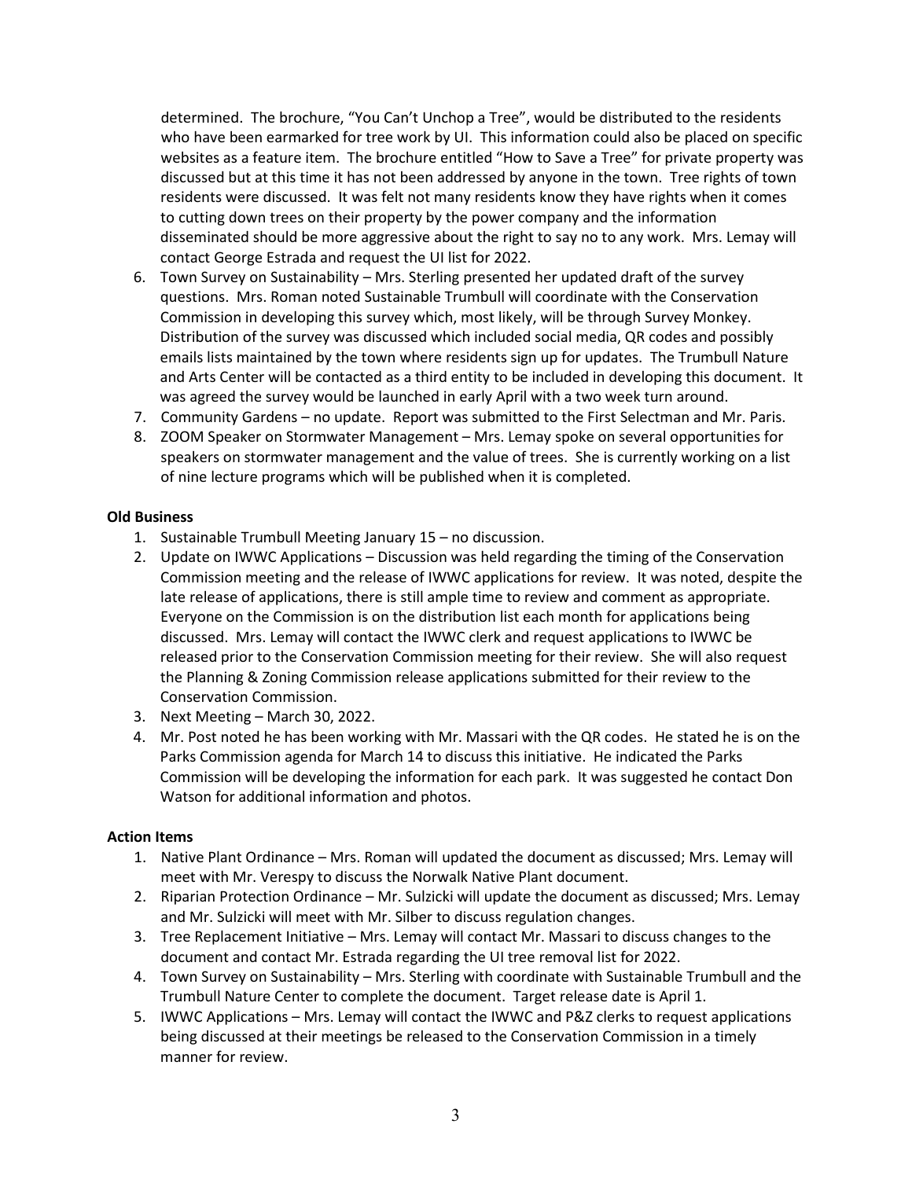determined. The brochure, "You Can't Unchop a Tree", would be distributed to the residents who have been earmarked for tree work by UI. This information could also be placed on specific websites as a feature item. The brochure entitled "How to Save a Tree" for private property was discussed but at this time it has not been addressed by anyone in the town. Tree rights of town residents were discussed. It was felt not many residents know they have rights when it comes to cutting down trees on their property by the power company and the information disseminated should be more aggressive about the right to say no to any work. Mrs. Lemay will contact George Estrada and request the UI list for 2022.

6. Town Survey on Sustainability – Mrs. Sterling presented her updated draft of the survey questions. Mrs. Roman noted Sustainable Trumbull will coordinate with the Conservation Commission in developing this survey which, most likely, will be through Survey Monkey. Distribution of the survey was discussed which included social media, QR codes and possibly emails lists maintained by the town where residents sign up for updates. The Trumbull Nature and Arts Center will be contacted as a third entity to be included in developing this document. It was agreed the survey would be launched in early April with a two week turn around.
7. Community Gardens – no update. Report was submitted to the First Selectman and Mr. Paris.
8. ZOOM Speaker on Stormwater Management – Mrs. Lemay spoke on several opportunities for speakers on stormwater management and the value of trees. She is currently working on a list of nine lecture programs which will be published when it is completed.

**Old Business**

1. Sustainable Trumbull Meeting January 15 – no discussion.
2. Update on IWWC Applications – Discussion was held regarding the timing of the Conservation Commission meeting and the release of IWWC applications for review. It was noted, despite the late release of applications, there is still ample time to review and comment as appropriate. Everyone on the Commission is on the distribution list each month for applications being discussed. Mrs. Lemay will contact the IWWC clerk and request applications to IWWC be released prior to the Conservation Commission meeting for their review. She will also request the Planning & Zoning Commission release applications submitted for their review to the Conservation Commission.
3. Next Meeting – March 30, 2022.
4. Mr. Post noted he has been working with Mr. Massari with the QR codes. He stated he is on the Parks Commission agenda for March 14 to discuss this initiative. He indicated the Parks Commission will be developing the information for each park. It was suggested he contact Don Watson for additional information and photos.

**Action Items**

1. Native Plant Ordinance – Mrs. Roman will updated the document as discussed; Mrs. Lemay will meet with Mr. Verespy to discuss the Norwalk Native Plant document.
2. Riparian Protection Ordinance – Mr. Sulzicki will update the document as discussed; Mrs. Lemay and Mr. Sulzicki will meet with Mr. Silber to discuss regulation changes.
3. Tree Replacement Initiative – Mrs. Lemay will contact Mr. Massari to discuss changes to the document and contact Mr. Estrada regarding the UI tree removal list for 2022.
4. Town Survey on Sustainability – Mrs. Sterling with coordinate with Sustainable Trumbull and the Trumbull Nature Center to complete the document. Target release date is April 1.
5. IWWC Applications – Mrs. Lemay will contact the IWWC and P&Z clerks to request applications being discussed at their meetings be released to the Conservation Commission in a timely manner for review.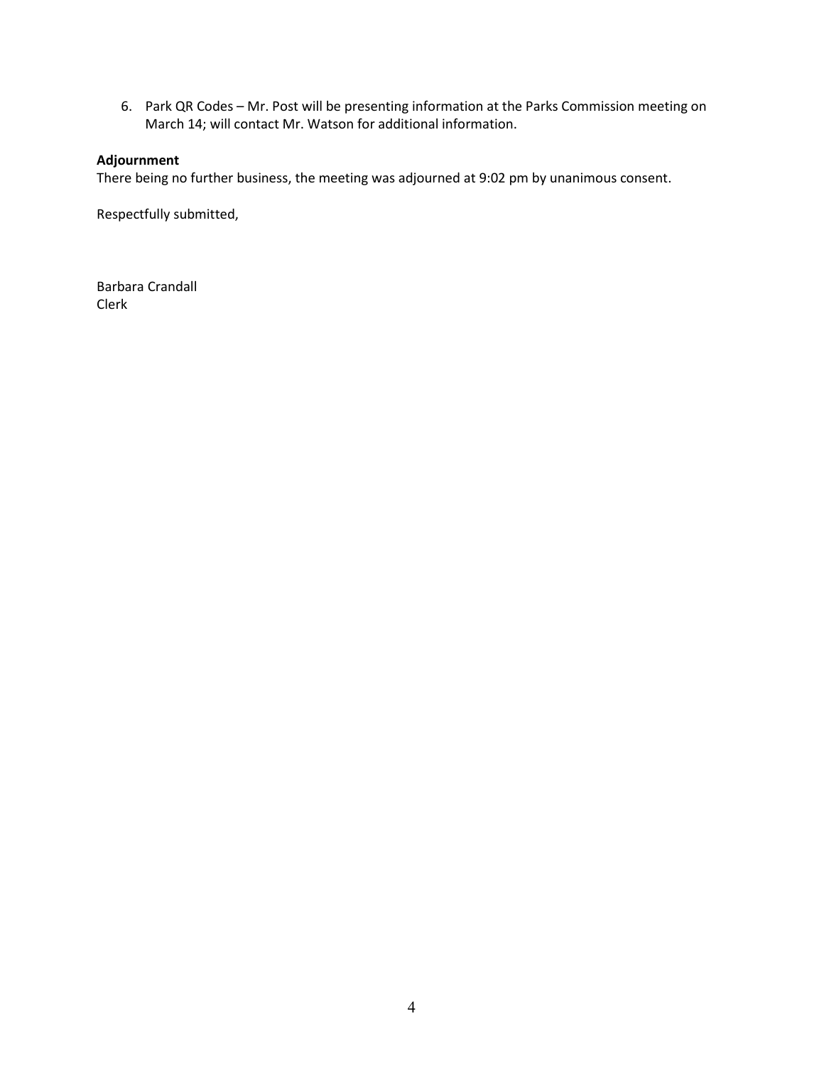6. Park QR Codes – Mr. Post will be presenting information at the Parks Commission meeting on March 14; will contact Mr. Watson for additional information.

**Adjournment**
There being no further business, the meeting was adjourned at 9:02 pm by unanimous consent.

Respectfully submitted,

Barbara Crandall
Clerk